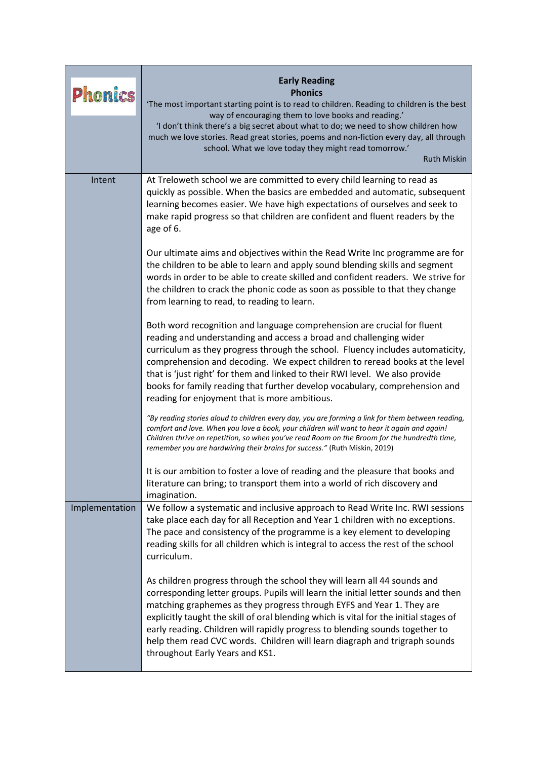| Phonics | **Early Reading**<br>**Phonics**<br>'The most important starting point is to read to children. Reading to children is the best way of encouraging them to love books and reading.'<br>'I don't think there's a big secret about what to do; we need to show children how much we love stories. Read great stories, poems and non-fiction every day, all through school. What we love today they might read tomorrow.'<br>Ruth Miskin |
|---|---|
| Intent | At Treloweth school we are committed to every child learning to read as quickly as possible. When the basics are embedded and automatic, subsequent learning becomes easier. We have high expectations of ourselves and seek to make rapid progress so that children are confident and fluent readers by the age of 6.<br><br>Our ultimate aims and objectives within the Read Write Inc programme are for the children to be able to learn and apply sound blending skills and segment words in order to be able to create skilled and confident readers. We strive for the children to crack the phonic code as soon as possible to that they change from learning to read, to reading to learn.<br><br>Both word recognition and language comprehension are crucial for fluent reading and understanding and access a broad and challenging wider curriculum as they progress through the school. Fluency includes automaticity, comprehension and decoding. We expect children to reread books at the level that is 'just right' for them and linked to their RWI level. We also provide books for family reading that further develop vocabulary, comprehension and reading for enjoyment that is more ambitious.<br><br>*"By reading stories aloud to children every day, you are forming a link for them between reading, comfort and love. When you love a book, your children will want to hear it again and again! Children thrive on repetition, so when you've read Room on the Broom for the hundredth time, remember you are hardwiring their brains for success."* (Ruth Miskin, 2019)<br><br>It is our ambition to foster a love of reading and the pleasure that books and literature can bring; to transport them into a world of rich discovery and imagination. |
| Implementation | We follow a systematic and inclusive approach to Read Write Inc. RWI sessions take place each day for all Reception and Year 1 children with no exceptions. The pace and consistency of the programme is a key element to developing reading skills for all children which is integral to access the rest of the school curriculum.<br><br>As children progress through the school they will learn all 44 sounds and corresponding letter groups. Pupils will learn the initial letter sounds and then matching graphemes as they progress through EYFS and Year 1. They are explicitly taught the skill of oral blending which is vital for the initial stages of early reading. Children will rapidly progress to blending sounds together to help them read CVC words. Children will learn diagraph and trigraph sounds throughout Early Years and KS1. |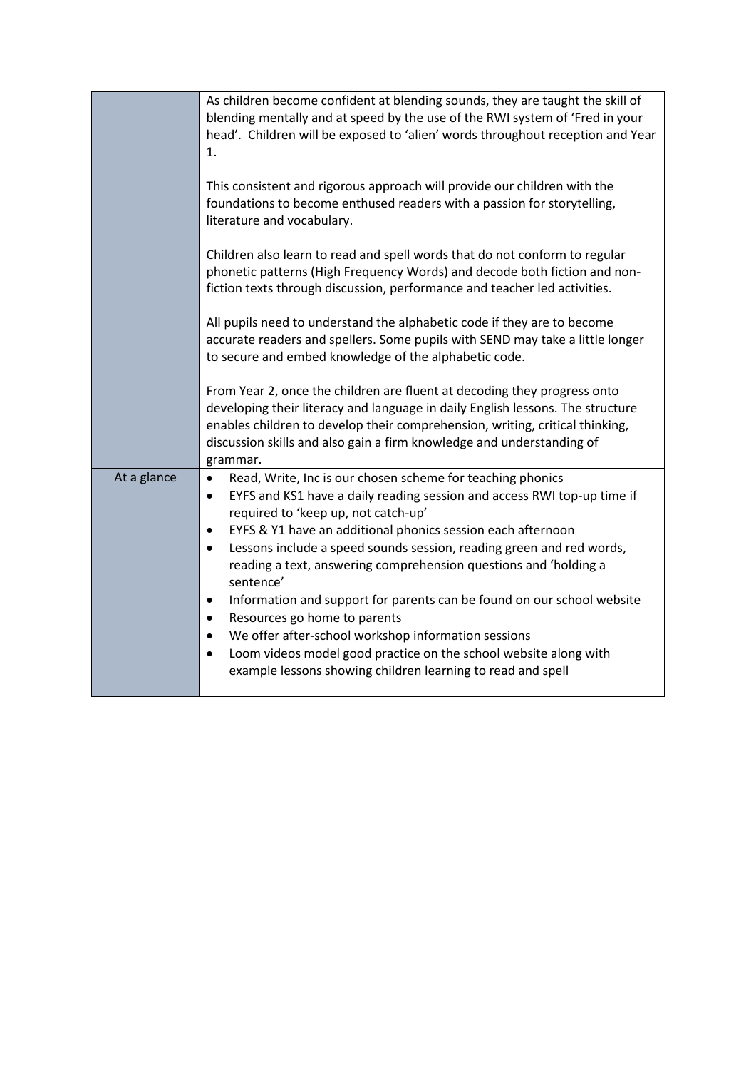| | |
|---|---|
| | As children become confident at blending sounds, they are taught the skill of blending mentally and at speed by the use of the RWI system of 'Fred in your head'. Children will be exposed to 'alien' words throughout reception and Year 1.<br><br>This consistent and rigorous approach will provide our children with the foundations to become enthused readers with a passion for storytelling, literature and vocabulary.<br><br>Children also learn to read and spell words that do not conform to regular phonetic patterns (High Frequency Words) and decode both fiction and non-fiction texts through discussion, performance and teacher led activities.<br><br>All pupils need to understand the alphabetic code if they are to become accurate readers and spellers. Some pupils with SEND may take a little longer to secure and embed knowledge of the alphabetic code.<br><br>From Year 2, once the children are fluent at decoding they progress onto developing their literacy and language in daily English lessons. The structure enables children to develop their comprehension, writing, critical thinking, discussion skills and also gain a firm knowledge and understanding of grammar. |
| At a glance | • Read, Write, Inc is our chosen scheme for teaching phonics<br>• EYFS and KS1 have a daily reading session and access RWI top-up time if required to 'keep up, not catch-up'<br>• EYFS & Y1 have an additional phonics session each afternoon<br>• Lessons include a speed sounds session, reading green and red words, reading a text, answering comprehension questions and 'holding a sentence'<br>• Information and support for parents can be found on our school website<br>• Resources go home to parents<br>• We offer after-school workshop information sessions<br>• Loom videos model good practice on the school website along with example lessons showing children learning to read and spell |